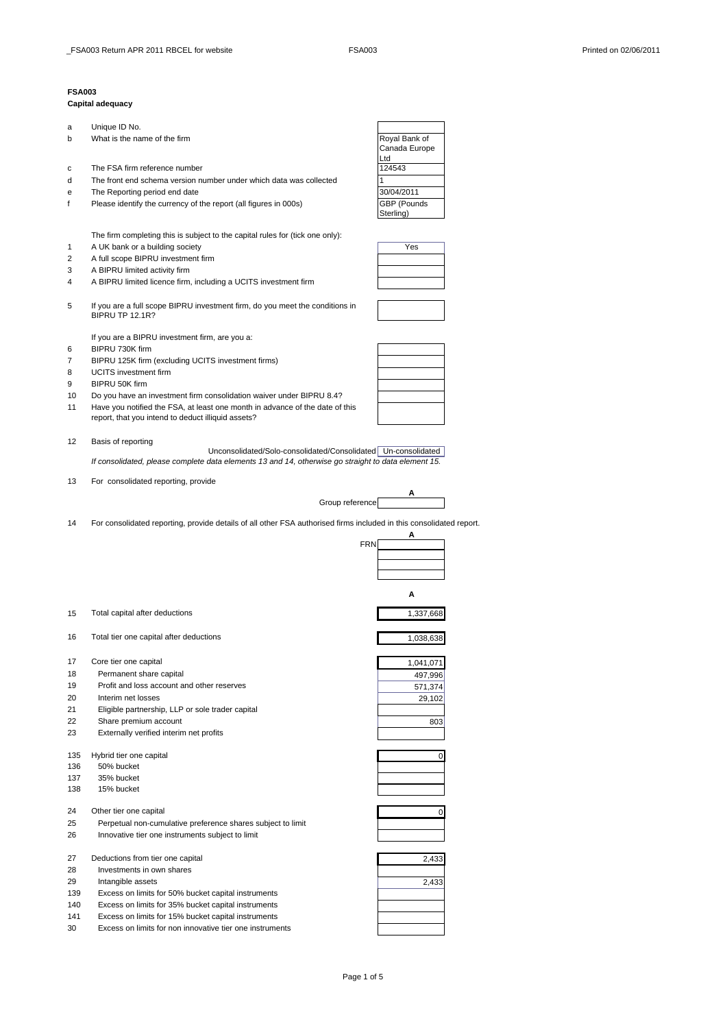**FSA003**

**Capital adequacy**

| | | |
|---|---|---|
| a | Unique ID No. | |
| b | What is the name of the firm | Royal Bank of Canada Europe Ltd |
| c | The FSA firm reference number | 124543 |
| d | The front end schema version number under which data was collected | 1 |
| e | The Reporting period end date | 30/04/2011 |
| f | Please identify the currency of the report (all figures in 000s) | GBP (Pounds Sterling) |

The firm completing this is subject to the capital rules for (tick one only):

| | | |
|---|---|---|
| 1 | A UK bank or a building society | Yes |
| 2 | A full scope BIPRU investment firm | |
| 3 | A BIPRU limited activity firm | |
| 4 | A BIPRU limited licence firm, including a UCITS investment firm | |
| 5 | If you are a full scope BIPRU investment firm, do you meet the conditions in BIPRU TP 12.1R? | |

If you are a BIPRU investment firm, are you a:

| | | |
|---|---|---|
| 6 | BIPRU 730K firm | |
| 7 | BIPRU 125K firm (excluding UCITS investment firms) | |
| 8 | UCITS investment firm | |
| 9 | BIPRU 50K firm | |
| 10 | Do you have an investment firm consolidation waiver under BIPRU 8.4? | |
| 11 | Have you notified the FSA, at least one month in advance of the date of this report, that you intend to deduct illiquid assets? | |

12 Basis of reporting

Unconsolidated/Solo-consolidated/Consolidated: Un-consolidated

*If consolidated, please complete data elements 13 and 14, otherwise go straight to data element 15.*

13 For consolidated reporting, provide

| | A |
|---|---|
| Group reference | |

14 For consolidated reporting, provide details of all other FSA authorised firms included in this consolidated report.

| | A |
|---|---|
| FRN | |
| | |
| | |
| | |

| | | A |
|---|---|---|
| 15 | Total capital after deductions | 1,337,668 |
| 16 | Total tier one capital after deductions | 1,038,638 |
| 17 | Core tier one capital | 1,041,071 |
| 18 | Permanent share capital | 497,996 |
| 19 | Profit and loss account and other reserves | 571,374 |
| 20 | Interim net losses | 29,102 |
| 21 | Eligible partnership, LLP or sole trader capital | |
| 22 | Share premium account | 803 |
| 23 | Externally verified interim net profits | |
| 135 | Hybrid tier one capital | 0 |
| 136 | 50% bucket | |
| 137 | 35% bucket | |
| 138 | 15% bucket | |
| 24 | Other tier one capital | 0 |
| 25 | Perpetual non-cumulative preference shares subject to limit | |
| 26 | Innovative tier one instruments subject to limit | |
| 27 | Deductions from tier one capital | 2,433 |
| 28 | Investments in own shares | |
| 29 | Intangible assets | 2,433 |
| 139 | Excess on limits for 50% bucket capital instruments | |
| 140 | Excess on limits for 35% bucket capital instruments | |
| 141 | Excess on limits for 15% bucket capital instruments | |
| 30 | Excess on limits for non innovative tier one instruments | |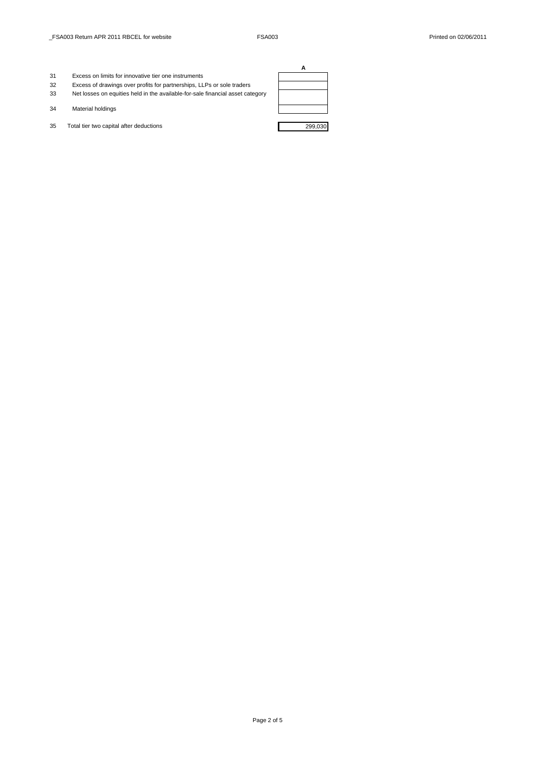| | | A |
|---|---|---|
| 31 | Excess on limits for innovative tier one instruments | |
| 32 | Excess of drawings over profits for partnerships, LLPs or sole traders | |
| 33 | Net losses on equities held in the available-for-sale financial asset category | |
| 34 | Material holdings | |
| 35 | Total tier two capital after deductions | 299,030 |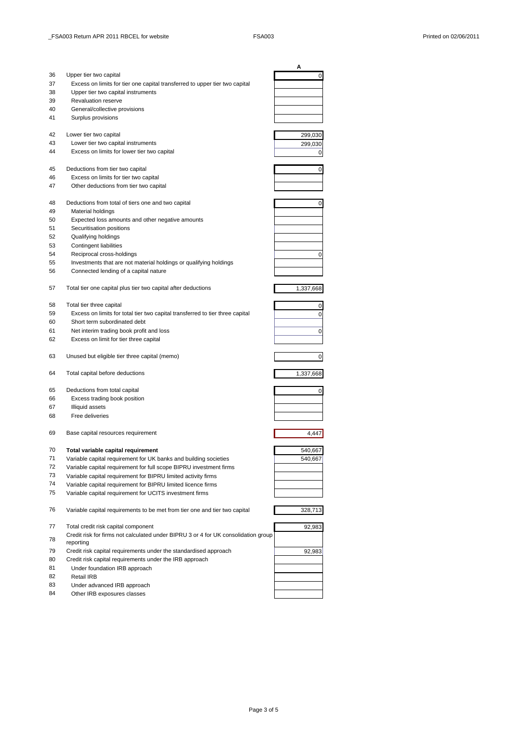| | | A |
|---|---|---|
| 36 | Upper tier two capital | 0 |
| 37 | Excess on limits for tier one capital transferred to upper tier two capital | |
| 38 | Upper tier two capital instruments | |
| 39 | Revaluation reserve | |
| 40 | General/collective provisions | |
| 41 | Surplus provisions | |
| | | |
| 42 | Lower tier two capital | 299,030 |
| 43 | Lower tier two capital instruments | 299,030 |
| 44 | Excess on limits for lower tier two capital | 0 |
| | | |
| 45 | Deductions from tier two capital | 0 |
| 46 | Excess on limits for tier two capital | |
| 47 | Other deductions from tier two capital | |
| | | |
| 48 | Deductions from total of tiers one and two capital | 0 |
| 49 | Material holdings | |
| 50 | Expected loss amounts and other negative amounts | |
| 51 | Securitisation positions | |
| 52 | Qualifying holdings | |
| 53 | Contingent liabilities | |
| 54 | Reciprocal cross-holdings | 0 |
| 55 | Investments that are not material holdings or qualifying holdings | |
| 56 | Connected lending of a capital nature | |
| | | |
| 57 | Total tier one capital plus tier two capital after deductions | 1,337,668 |
| | | |
| 58 | Total tier three capital | 0 |
| 59 | Excess on limits for total tier two capital transferred to tier three capital | 0 |
| 60 | Short term subordinated debt | |
| 61 | Net interim trading book profit and loss | 0 |
| 62 | Excess on limit for tier three capital | |
| | | |
| 63 | Unused but eligible tier three capital (memo) | 0 |
| | | |
| 64 | Total capital before deductions | 1,337,668 |
| | | |
| 65 | Deductions from total capital | 0 |
| 66 | Excess trading book position | |
| 67 | Illiquid assets | |
| 68 | Free deliveries | |
| | | |
| 69 | Base capital resources requirement | 4,447 |
| | | |
| 70 | **Total variable capital requirement** | 540,667 |
| 71 | Variable capital requirement for UK banks and building societies | 540,667 |
| 72 | Variable capital requirement for full scope BIPRU investment firms | |
| 73 | Variable capital requirement for BIPRU limited activity firms | |
| 74 | Variable capital requirement for BIPRU limited licence firms | |
| 75 | Variable capital requirement for UCITS investment firms | |
| | | |
| 76 | Variable capital requirements to be met from tier one and tier two capital | 328,713 |
| | | |
| 77 | Total credit risk capital component | 92,983 |
| 78 | Credit risk for firms not calculated under BIPRU 3 or 4 for UK consolidation group reporting | |
| 79 | Credit risk capital requirements under the standardised approach | 92,983 |
| 80 | Credit risk capital requirements under the IRB approach | |
| 81 | Under foundation IRB approach | |
| 82 | Retail IRB | |
| 83 | Under advanced IRB approach | |
| 84 | Other IRB exposures classes | |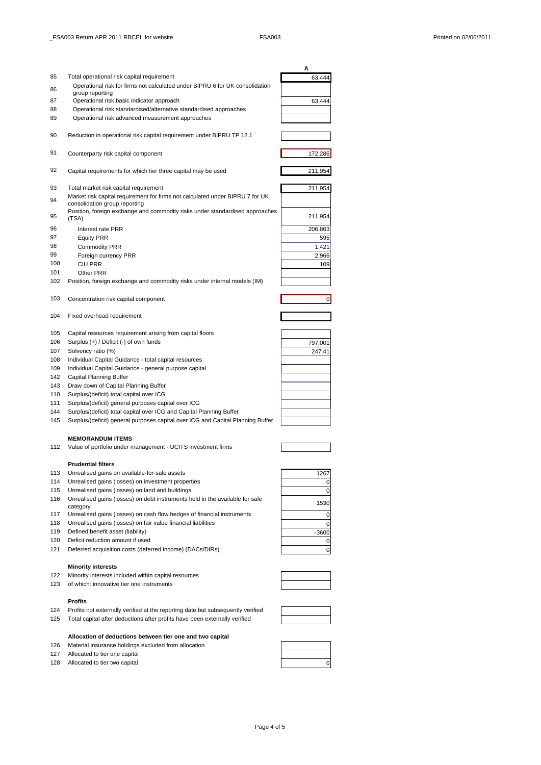| | | A |
|---|---|---|
| 85 | Total operational risk capital requirement | 63,444 |
| 86 | Operational risk for firms not calculated under BIPRU 6 for UK consolidation group reporting | |
| 87 | Operational risk basic indicator approach | 63,444 |
| 88 | Operational risk standardised/alternative standardised approaches | |
| 89 | Operational risk advanced measurement approaches | |
| 90 | Reduction in operational risk capital requirement under BIPRU TP 12.1 | |
| 91 | Counterparty risk capital component | 172,286 |
| 92 | Capital requirements for which tier three capital may be used | 211,954 |
| 93 | Total market risk capital requirement | 211,954 |
| 94 | Market risk capital requirement for firms not calculated under BIPRU 7 for UK consolidation group reporting | |
| 95 | Position, foreign exchange and commodity risks under standardised approaches (TSA) | 211,954 |
| 96 | Interest rate PRR | 206,863 |
| 97 | Equity PRR | 595 |
| 98 | Commodity PRR | 1,421 |
| 99 | Foreign currency PRR | 2,966 |
| 100 | CIU PRR | 109 |
| 101 | Other PRR | |
| 102 | Position, foreign exchange and commodity risks under internal models (IM) | |
| 103 | Concentration risk capital component | 0 |
| 104 | Fixed overhead requirement | |
| 105 | Capital resources requirement arising from capital floors | |
| 106 | Surplus (+) / Deficit (-) of own funds | 797,001 |
| 107 | Solvency ratio (%) | 247.41 |
| 108 | Individual Capital Guidance - total capital resources | |
| 109 | Individual Capital Guidance - general purpose capital | |
| 142 | Capital Planning Buffer | |
| 143 | Draw down of Capital Planning Buffer | |
| 110 | Surplus/(deficit) total capital over ICG | |
| 111 | Surplus/(deficit) general purposes capital over ICG | |
| 144 | Surplus/(deficit) total capital over ICG and Capital Planning Buffer | |
| 145 | Surplus/(deficit) general purposes capital over ICG and Capital Planning Buffer | |
| | **MEMORANDUM ITEMS** | |
| 112 | Value of portfolio under management - UCITS investment firms | |
| | **Prudential filters** | |
| 113 | Unrealised gains on available-for-sale assets | 1267 |
| 114 | Unrealised gains (losses) on investment properties | 0 |
| 115 | Unrealised gains (losses) on land and buildings | 0 |
| 116 | Unrealised gains (losses) on debt instruments held in the available for sale category | 1530 |
| 117 | Unrealised gains (losses) on cash flow hedges of financial instruments | 0 |
| 118 | Unrealised gains (losses) on fair value financial liabilities | 0 |
| 119 | Defined benefit asset (liability) | -3600 |
| 120 | Deficit reduction amount if used | 0 |
| 121 | Deferred acquisition costs (deferred income) (DACs/DIRs) | 0 |
| | **Minority interests** | |
| 122 | Minority interests included within capital resources | |
| 123 | of which: innovative tier one instruments | |
| | **Profits** | |
| 124 | Profits not externally verified at the reporting date but subsequently verified | |
| 125 | Total capital after deductions after profits have been externally verified | |
| | **Allocation of deductions between tier one and two capital** | |
| 126 | Material insurance holdings excluded from allocation | |
| 127 | Allocated to tier one capital | |
| 128 | Allocated to tier two capital | 0 |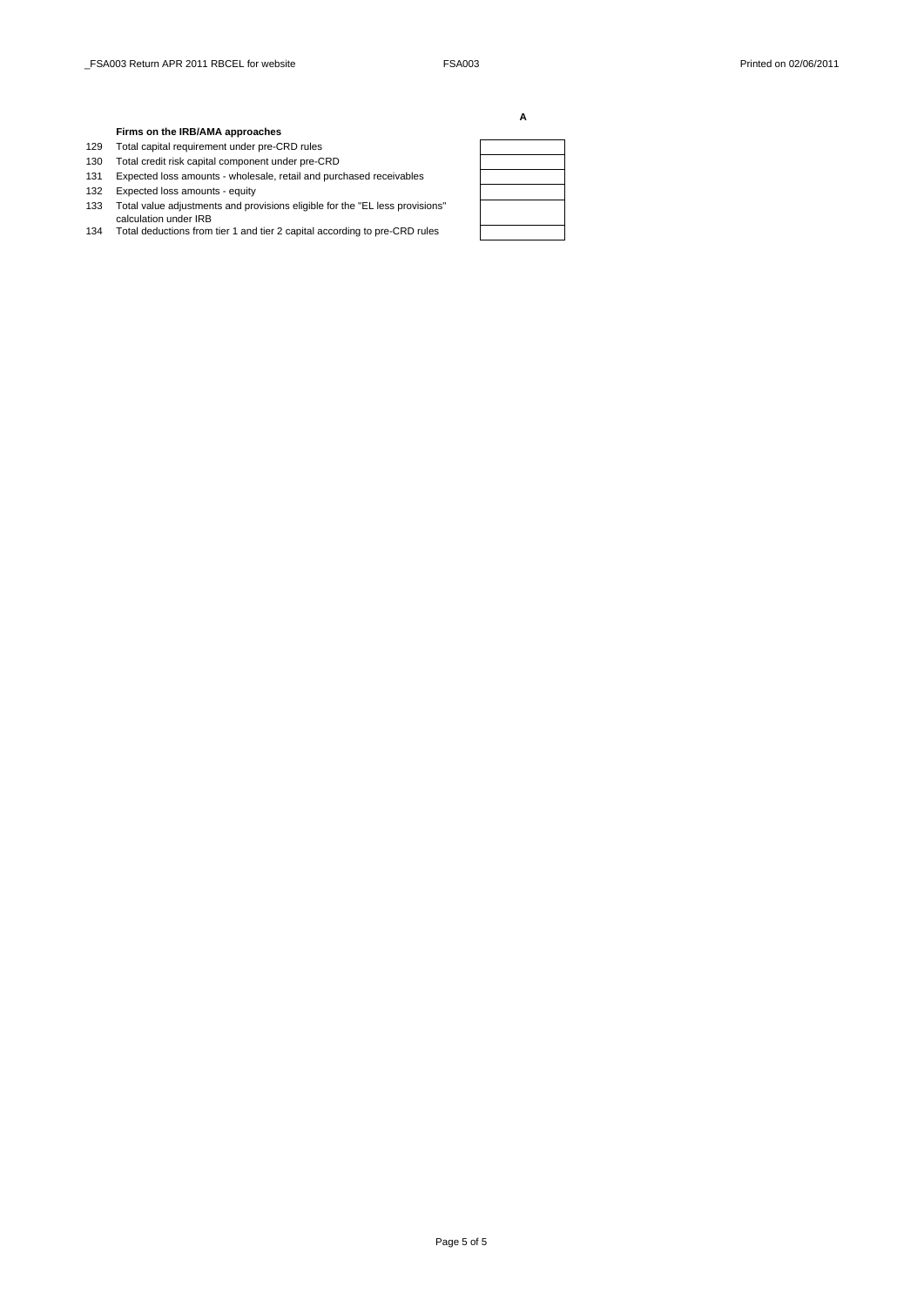| | | A |
|---|---|---|
| | **Firms on the IRB/AMA approaches** | |
| 129 | Total capital requirement under pre-CRD rules | |
| 130 | Total credit risk capital component under pre-CRD | |
| 131 | Expected loss amounts - wholesale, retail and purchased receivables | |
| 132 | Expected loss amounts - equity | |
| 133 | Total value adjustments and provisions eligible for the "EL less provisions" calculation under IRB | |
| 134 | Total deductions from tier 1 and tier 2 capital according to pre-CRD rules | |